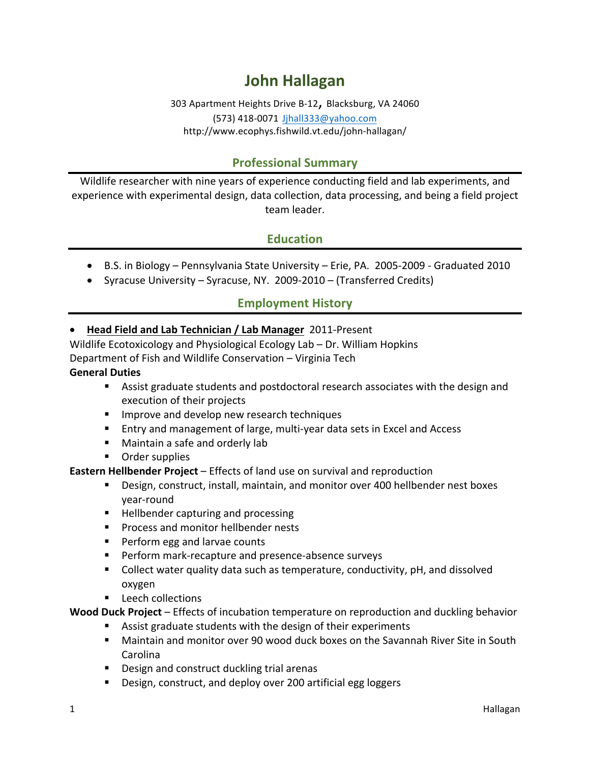# John Hallagan

303 Apartment Heights Drive B-12, Blacksburg, VA 24060
(573) 418-0071 Jjhall333@yahoo.com
http://www.ecophys.fishwild.vt.edu/john-hallagan/

## Professional Summary

Wildlife researcher with nine years of experience conducting field and lab experiments, and experience with experimental design, data collection, data processing, and being a field project team leader.

## Education

- B.S. in Biology – Pennsylvania State University – Erie, PA. 2005-2009 - Graduated 2010
- Syracuse University – Syracuse, NY. 2009-2010 – (Transferred Credits)

## Employment History

- **Head Field and Lab Technician / Lab Manager** 2011-Present

Wildlife Ecotoxicology and Physiological Ecology Lab – Dr. William Hopkins
Department of Fish and Wildlife Conservation – Virginia Tech

**General Duties**

- Assist graduate students and postdoctoral research associates with the design and execution of their projects
- Improve and develop new research techniques
- Entry and management of large, multi-year data sets in Excel and Access
- Maintain a safe and orderly lab
- Order supplies

**Eastern Hellbender Project** – Effects of land use on survival and reproduction

- Design, construct, install, maintain, and monitor over 400 hellbender nest boxes year-round
- Hellbender capturing and processing
- Process and monitor hellbender nests
- Perform egg and larvae counts
- Perform mark-recapture and presence-absence surveys
- Collect water quality data such as temperature, conductivity, pH, and dissolved oxygen
- Leech collections

**Wood Duck Project** – Effects of incubation temperature on reproduction and duckling behavior

- Assist graduate students with the design of their experiments
- Maintain and monitor over 90 wood duck boxes on the Savannah River Site in South Carolina
- Design and construct duckling trial arenas
- Design, construct, and deploy over 200 artificial egg loggers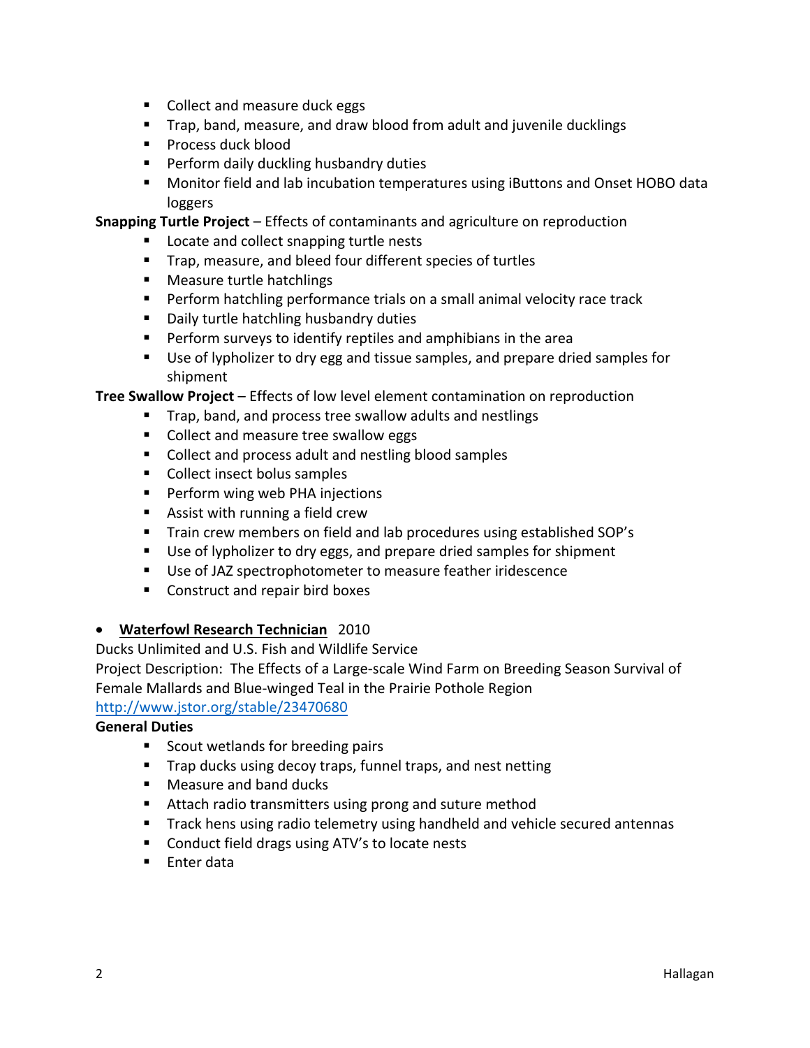- Collect and measure duck eggs
- Trap, band, measure, and draw blood from adult and juvenile ducklings
- Process duck blood
- Perform daily duckling husbandry duties
- Monitor field and lab incubation temperatures using iButtons and Onset HOBO data loggers

**Snapping Turtle Project** – Effects of contaminants and agriculture on reproduction

- Locate and collect snapping turtle nests
- Trap, measure, and bleed four different species of turtles
- Measure turtle hatchlings
- Perform hatchling performance trials on a small animal velocity race track
- Daily turtle hatchling husbandry duties
- Perform surveys to identify reptiles and amphibians in the area
- Use of lypholizer to dry egg and tissue samples, and prepare dried samples for shipment

**Tree Swallow Project** – Effects of low level element contamination on reproduction

- Trap, band, and process tree swallow adults and nestlings
- Collect and measure tree swallow eggs
- Collect and process adult and nestling blood samples
- Collect insect bolus samples
- Perform wing web PHA injections
- Assist with running a field crew
- Train crew members on field and lab procedures using established SOP's
- Use of lypholizer to dry eggs, and prepare dried samples for shipment
- Use of JAZ spectrophotometer to measure feather iridescence
- Construct and repair bird boxes

- <u>**Waterfowl Research Technician**</u> 2010

Ducks Unlimited and U.S. Fish and Wildlife Service

Project Description: The Effects of a Large-scale Wind Farm on Breeding Season Survival of Female Mallards and Blue-winged Teal in the Prairie Pothole Region

http://www.jstor.org/stable/23470680

**General Duties**

- Scout wetlands for breeding pairs
- Trap ducks using decoy traps, funnel traps, and nest netting
- Measure and band ducks
- Attach radio transmitters using prong and suture method
- Track hens using radio telemetry using handheld and vehicle secured antennas
- Conduct field drags using ATV's to locate nests
- Enter data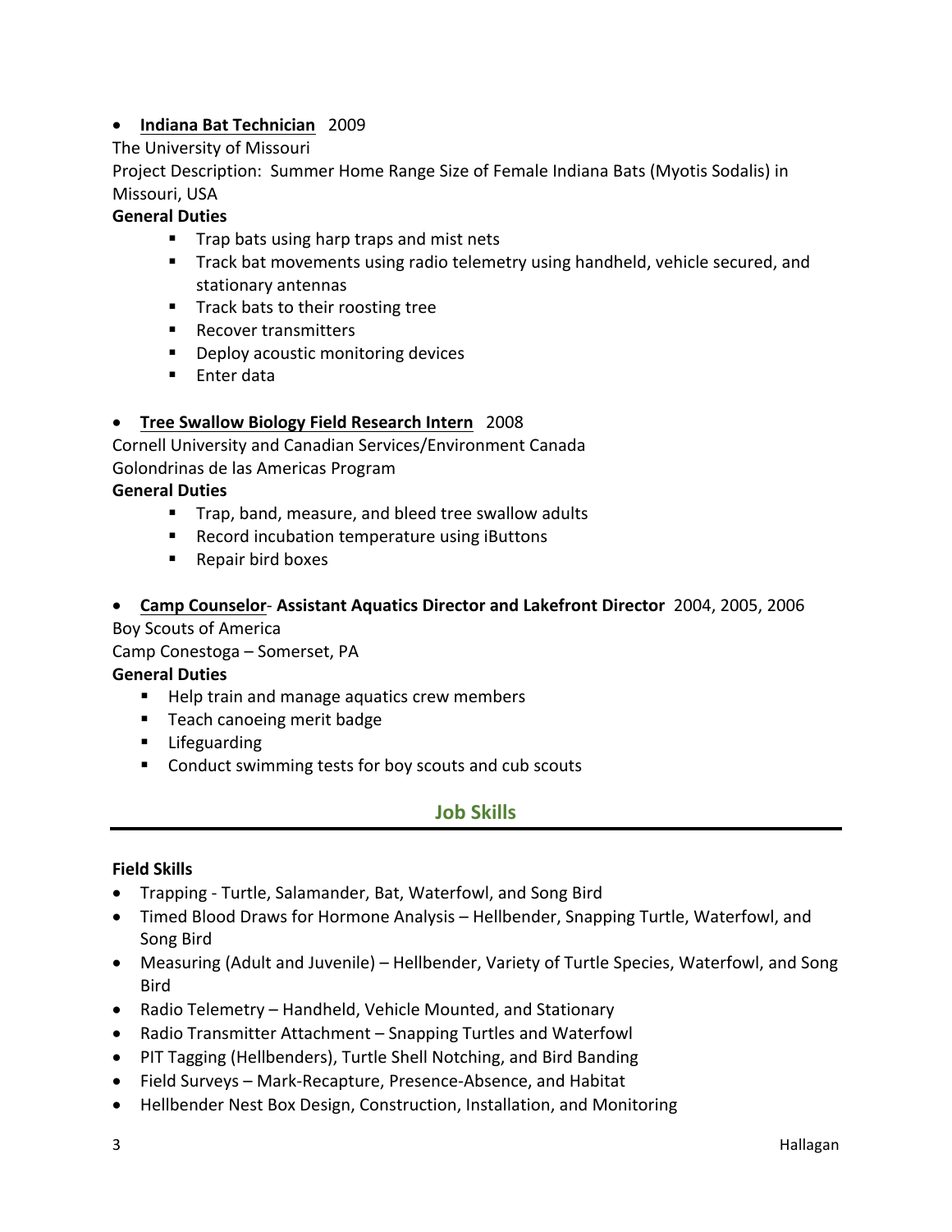- **Indiana Bat Technician** 2009

The University of Missouri

Project Description: Summer Home Range Size of Female Indiana Bats (Myotis Sodalis) in Missouri, USA

**General Duties**

- Trap bats using harp traps and mist nets
- Track bat movements using radio telemetry using handheld, vehicle secured, and stationary antennas
- Track bats to their roosting tree
- Recover transmitters
- Deploy acoustic monitoring devices
- Enter data

- **Tree Swallow Biology Field Research Intern** 2008

Cornell University and Canadian Services/Environment Canada

Golondrinas de las Americas Program

**General Duties**

- Trap, band, measure, and bleed tree swallow adults
- Record incubation temperature using iButtons
- Repair bird boxes

- **Camp Counselor- Assistant Aquatics Director and Lakefront Director** 2004, 2005, 2006

Boy Scouts of America

Camp Conestoga – Somerset, PA

**General Duties**

- Help train and manage aquatics crew members
- Teach canoeing merit badge
- Lifeguarding
- Conduct swimming tests for boy scouts and cub scouts

## Job Skills

**Field Skills**

- Trapping - Turtle, Salamander, Bat, Waterfowl, and Song Bird
- Timed Blood Draws for Hormone Analysis – Hellbender, Snapping Turtle, Waterfowl, and Song Bird
- Measuring (Adult and Juvenile) – Hellbender, Variety of Turtle Species, Waterfowl, and Song Bird
- Radio Telemetry – Handheld, Vehicle Mounted, and Stationary
- Radio Transmitter Attachment – Snapping Turtles and Waterfowl
- PIT Tagging (Hellbenders), Turtle Shell Notching, and Bird Banding
- Field Surveys – Mark-Recapture, Presence-Absence, and Habitat
- Hellbender Nest Box Design, Construction, Installation, and Monitoring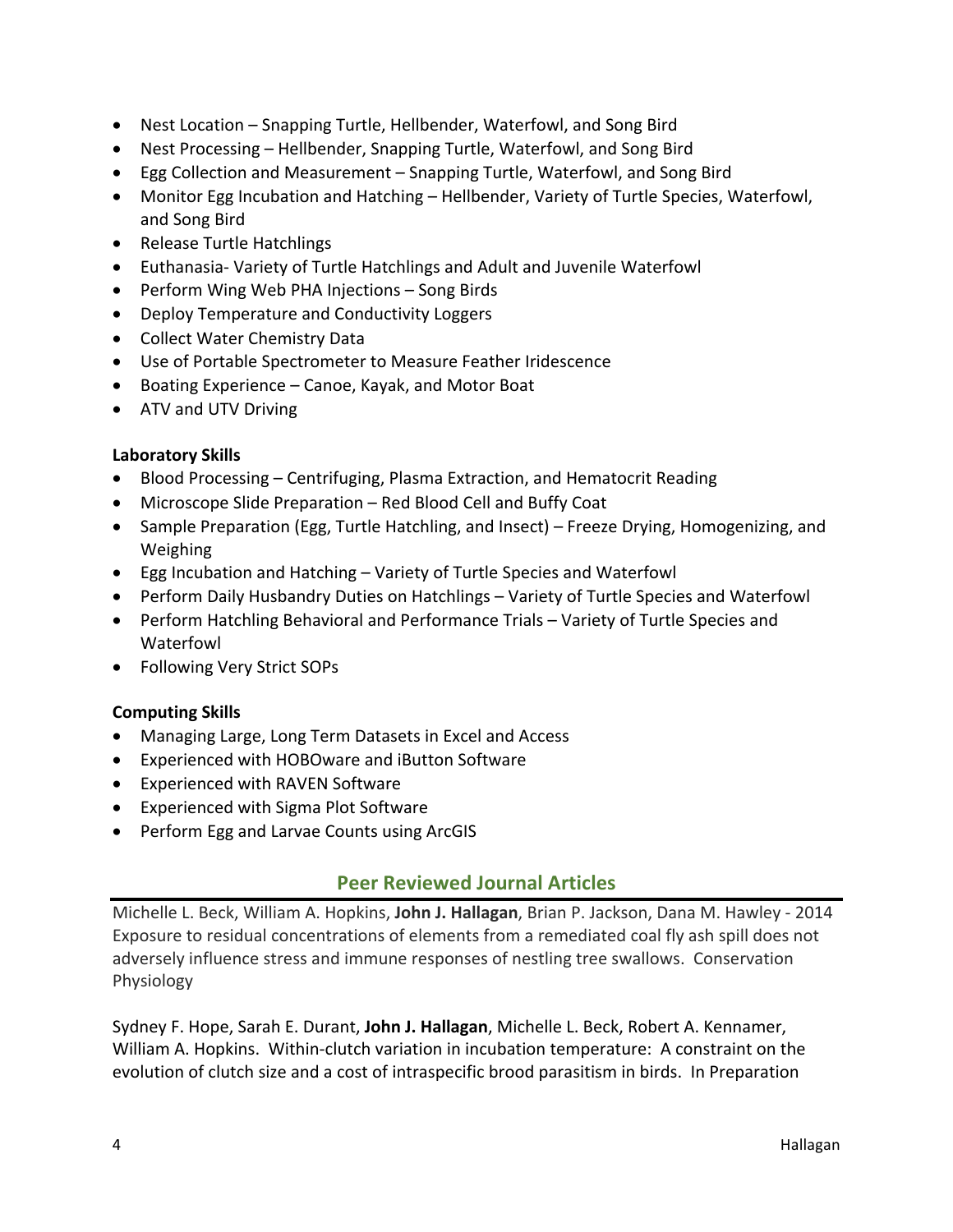- Nest Location – Snapping Turtle, Hellbender, Waterfowl, and Song Bird
- Nest Processing – Hellbender, Snapping Turtle, Waterfowl, and Song Bird
- Egg Collection and Measurement – Snapping Turtle, Waterfowl, and Song Bird
- Monitor Egg Incubation and Hatching – Hellbender, Variety of Turtle Species, Waterfowl, and Song Bird
- Release Turtle Hatchlings
- Euthanasia- Variety of Turtle Hatchlings and Adult and Juvenile Waterfowl
- Perform Wing Web PHA Injections – Song Birds
- Deploy Temperature and Conductivity Loggers
- Collect Water Chemistry Data
- Use of Portable Spectrometer to Measure Feather Iridescence
- Boating Experience – Canoe, Kayak, and Motor Boat
- ATV and UTV Driving

**Laboratory Skills**

- Blood Processing – Centrifuging, Plasma Extraction, and Hematocrit Reading
- Microscope Slide Preparation – Red Blood Cell and Buffy Coat
- Sample Preparation (Egg, Turtle Hatchling, and Insect) – Freeze Drying, Homogenizing, and Weighing
- Egg Incubation and Hatching – Variety of Turtle Species and Waterfowl
- Perform Daily Husbandry Duties on Hatchlings – Variety of Turtle Species and Waterfowl
- Perform Hatchling Behavioral and Performance Trials – Variety of Turtle Species and Waterfowl
- Following Very Strict SOPs

**Computing Skills**

- Managing Large, Long Term Datasets in Excel and Access
- Experienced with HOBOware and iButton Software
- Experienced with RAVEN Software
- Experienced with Sigma Plot Software
- Perform Egg and Larvae Counts using ArcGIS

## Peer Reviewed Journal Articles

Michelle L. Beck, William A. Hopkins, **John J. Hallagan**, Brian P. Jackson, Dana M. Hawley - 2014 Exposure to residual concentrations of elements from a remediated coal fly ash spill does not adversely influence stress and immune responses of nestling tree swallows. Conservation Physiology

Sydney F. Hope, Sarah E. Durant, **John J. Hallagan**, Michelle L. Beck, Robert A. Kennamer, William A. Hopkins. Within-clutch variation in incubation temperature: A constraint on the evolution of clutch size and a cost of intraspecific brood parasitism in birds. In Preparation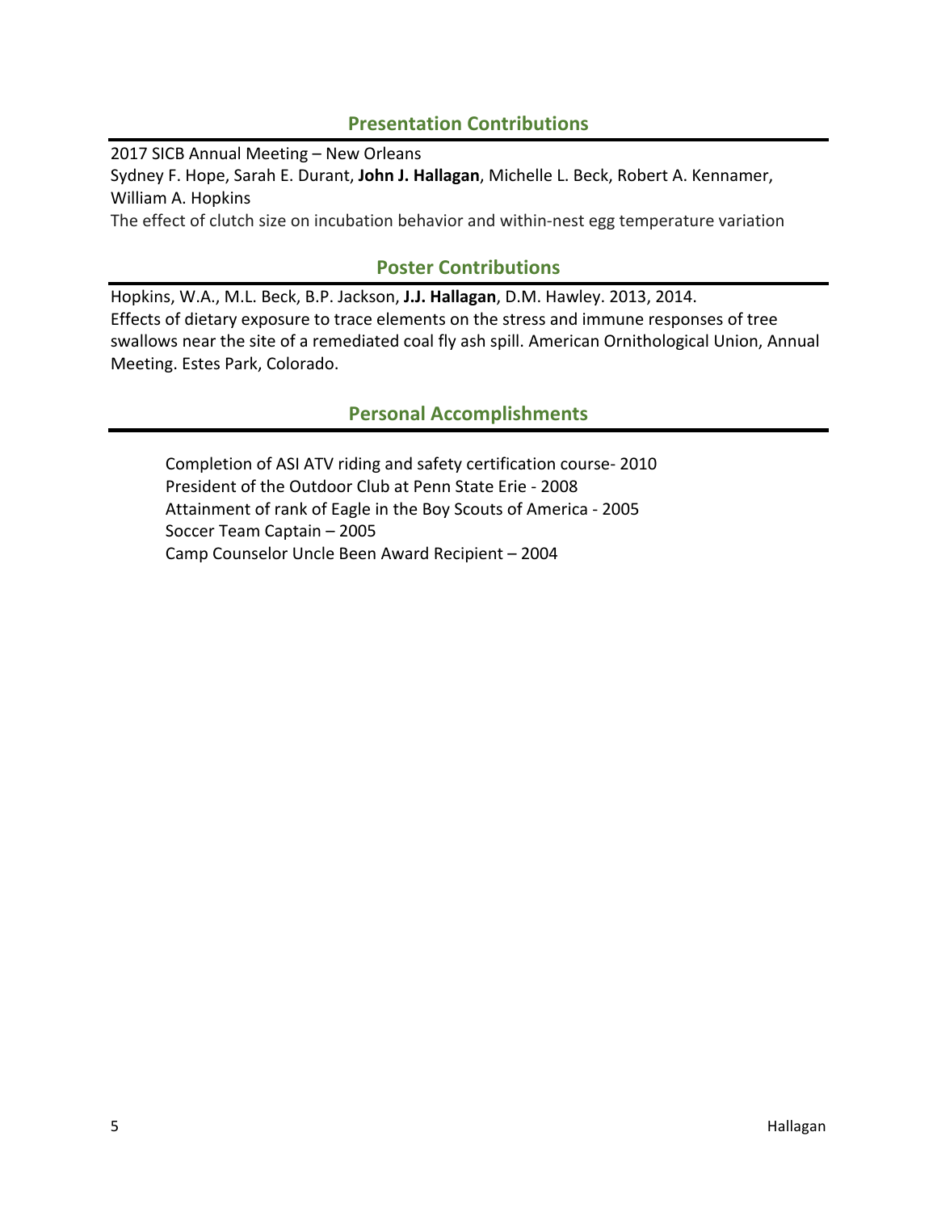## Presentation Contributions

2017 SICB Annual Meeting – New Orleans
Sydney F. Hope, Sarah E. Durant, **John J. Hallagan**, Michelle L. Beck, Robert A. Kennamer, William A. Hopkins
The effect of clutch size on incubation behavior and within-nest egg temperature variation

## Poster Contributions

Hopkins, W.A., M.L. Beck, B.P. Jackson, **J.J. Hallagan**, D.M. Hawley. 2013, 2014.
Effects of dietary exposure to trace elements on the stress and immune responses of tree swallows near the site of a remediated coal fly ash spill. American Ornithological Union, Annual Meeting. Estes Park, Colorado.

## Personal Accomplishments

Completion of ASI ATV riding and safety certification course- 2010
President of the Outdoor Club at Penn State Erie - 2008
Attainment of rank of Eagle in the Boy Scouts of America - 2005
Soccer Team Captain – 2005
Camp Counselor Uncle Been Award Recipient – 2004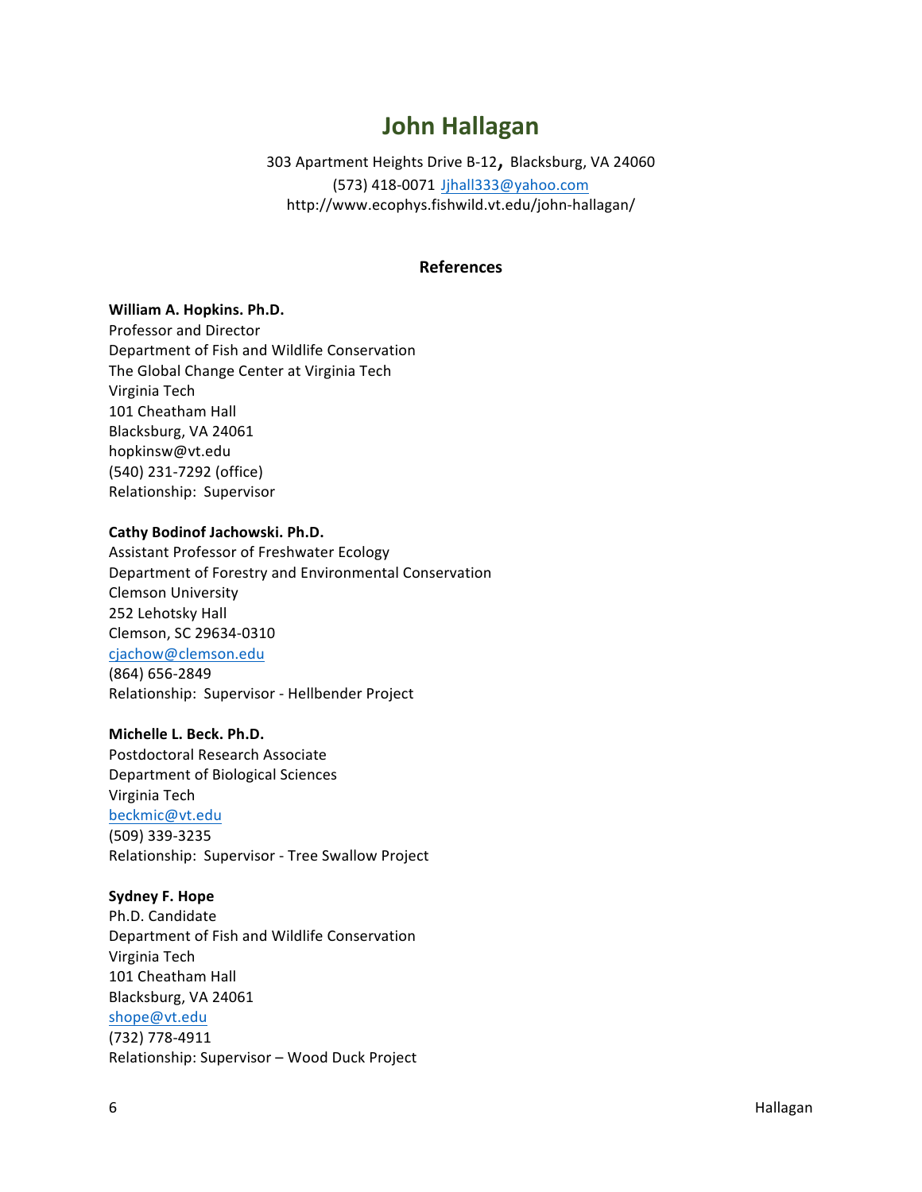# John Hallagan

303 Apartment Heights Drive B-12, Blacksburg, VA 24060
(573) 418-0071 Jjhall333@yahoo.com
http://www.ecophys.fishwild.vt.edu/john-hallagan/

## References

**William A. Hopkins. Ph.D.**
Professor and Director
Department of Fish and Wildlife Conservation
The Global Change Center at Virginia Tech
Virginia Tech
101 Cheatham Hall
Blacksburg, VA 24061
hopkinsw@vt.edu
(540) 231-7292 (office)
Relationship: Supervisor

**Cathy Bodinof Jachowski. Ph.D.**
Assistant Professor of Freshwater Ecology
Department of Forestry and Environmental Conservation
Clemson University
252 Lehotsky Hall
Clemson, SC 29634-0310
cjachow@clemson.edu
(864) 656-2849
Relationship: Supervisor - Hellbender Project

**Michelle L. Beck. Ph.D.**
Postdoctoral Research Associate
Department of Biological Sciences
Virginia Tech
beckmic@vt.edu
(509) 339-3235
Relationship: Supervisor - Tree Swallow Project

**Sydney F. Hope**
Ph.D. Candidate
Department of Fish and Wildlife Conservation
Virginia Tech
101 Cheatham Hall
Blacksburg, VA 24061
shope@vt.edu
(732) 778-4911
Relationship: Supervisor – Wood Duck Project